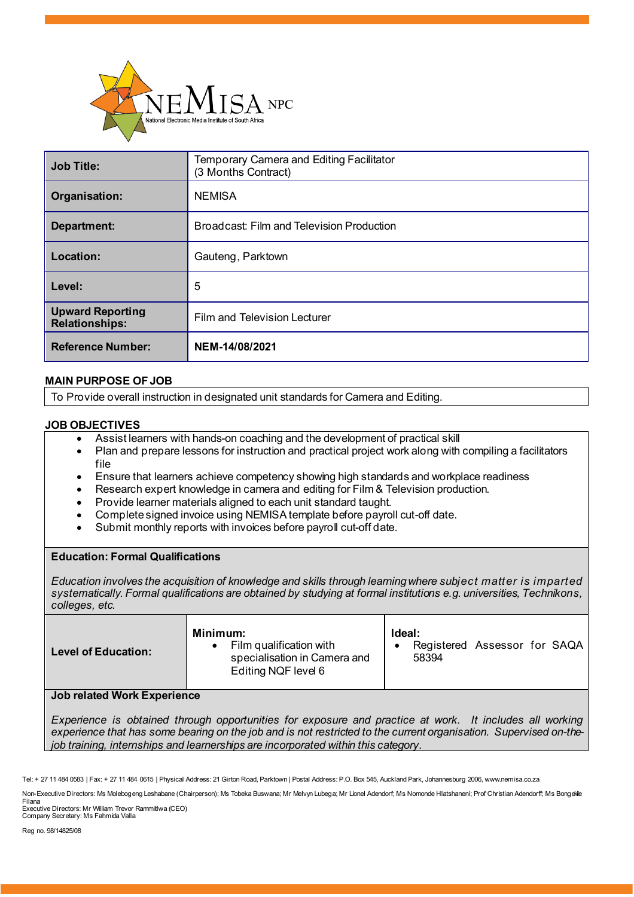NEMISA NPC
National Electronic Media Institute of South Africa

| **Job Title:** | Temporary Camera and Editing Facilitator (3 Months Contract) |
|---|---|
| **Organisation:** | NEMISA |
| **Department:** | Broadcast: Film and Television Production |
| **Location:** | Gauteng, Parktown |
| **Level:** | 5 |
| **Upward Reporting Relationships:** | Film and Television Lecturer |
| **Reference Number:** | **NEM-14/08/2021** |

## MAIN PURPOSE OF JOB

To Provide overall instruction in designated unit standards for Camera and Editing.

## JOB OBJECTIVES

- Assist learners with hands-on coaching and the development of practical skill
- Plan and prepare lessons for instruction and practical project work along with compiling a facilitators file
- Ensure that learners achieve competency showing high standards and workplace readiness
- Research expert knowledge in camera and editing for Film & Television production.
- Provide learner materials aligned to each unit standard taught.
- Complete signed invoice using NEMISA template before payroll cut-off date.
- Submit monthly reports with invoices before payroll cut-off date.

### Education: Formal Qualifications

*Education involves the acquisition of knowledge and skills through learning where subject matter is imparted systematically. Formal qualifications are obtained by studying at formal institutions e.g. universities, Technikons, colleges, etc.*

| **Level of Education:** | **Minimum:** | **Ideal:** |
|---|---|---|
| | • Film qualification with specialisation in Camera and Editing NQF level 6 | • Registered Assessor for SAQA 58394 |

### Job related Work Experience

*Experience is obtained through opportunities for exposure and practice at work. It includes all working experience that has some bearing on the job and is not restricted to the current organisation. Supervised on-the-job training, internships and learnerships are incorporated within this category.*

Tel: + 27 11 484 0583 | Fax: + 27 11 484 0615 | Physical Address: 21 Girton Road, Parktown | Postal Address: P.O. Box 545, Auckland Park, Johannesburg 2006, www.nemisa.co.za

Non-Executive Directors: Ms Molebogeng Leshabane (Chairperson); Ms Tobeka Buswana; Mr Melvyn Lubega; Mr Lionel Adendorf; Ms Nomonde Hlatshaneni; Prof Christian Adendorff; Ms Bongekile Filana
Executive Directors: Mr William Trevor Rammitlwa (CEO)
Company Secretary: Ms Fahmida Valla

Reg no. 98/14825/08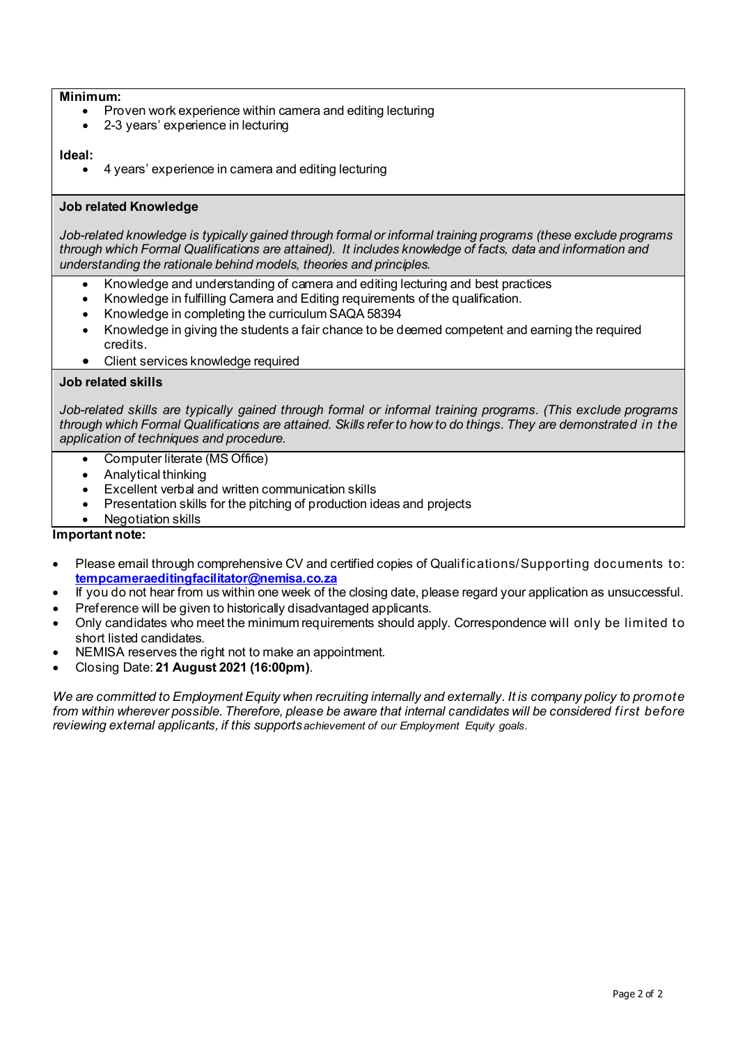**Minimum:**

- Proven work experience within camera and editing lecturing
- 2-3 years' experience in lecturing

**Ideal:**

- 4 years' experience in camera and editing lecturing

**Job related Knowledge**

*Job-related knowledge is typically gained through formal or informal training programs (these exclude programs through which Formal Qualifications are attained). It includes knowledge of facts, data and information and understanding the rationale behind models, theories and principles.*

- Knowledge and understanding of camera and editing lecturing and best practices
- Knowledge in fulfilling Camera and Editing requirements of the qualification.
- Knowledge in completing the curriculum SAQA 58394
- Knowledge in giving the students a fair chance to be deemed competent and earning the required credits.
- Client services knowledge required

**Job related skills**

*Job-related skills are typically gained through formal or informal training programs. (This exclude programs through which Formal Qualifications are attained. Skills refer to how to do things. They are demonstrated in the application of techniques and procedure.*

- Computer literate (MS Office)
- Analytical thinking
- Excellent verbal and written communication skills
- Presentation skills for the pitching of production ideas and projects
- Negotiation skills

**Important note:**

- Please email through comprehensive CV and certified copies of Qualifications/Supporting documents to: **tempcameraeditingfacilitator@nemisa.co.za**
- If you do not hear from us within one week of the closing date, please regard your application as unsuccessful.
- Preference will be given to historically disadvantaged applicants.
- Only candidates who meet the minimum requirements should apply. Correspondence will only be limited to short listed candidates.
- NEMISA reserves the right not to make an appointment.
- Closing Date: **21 August 2021 (16:00pm)**.

*We are committed to Employment Equity when recruiting internally and externally. It is company policy to promote from within wherever possible. Therefore, please be aware that internal candidates will be considered first before reviewing external applicants, if this supports achievement of our Employment Equity goals.*